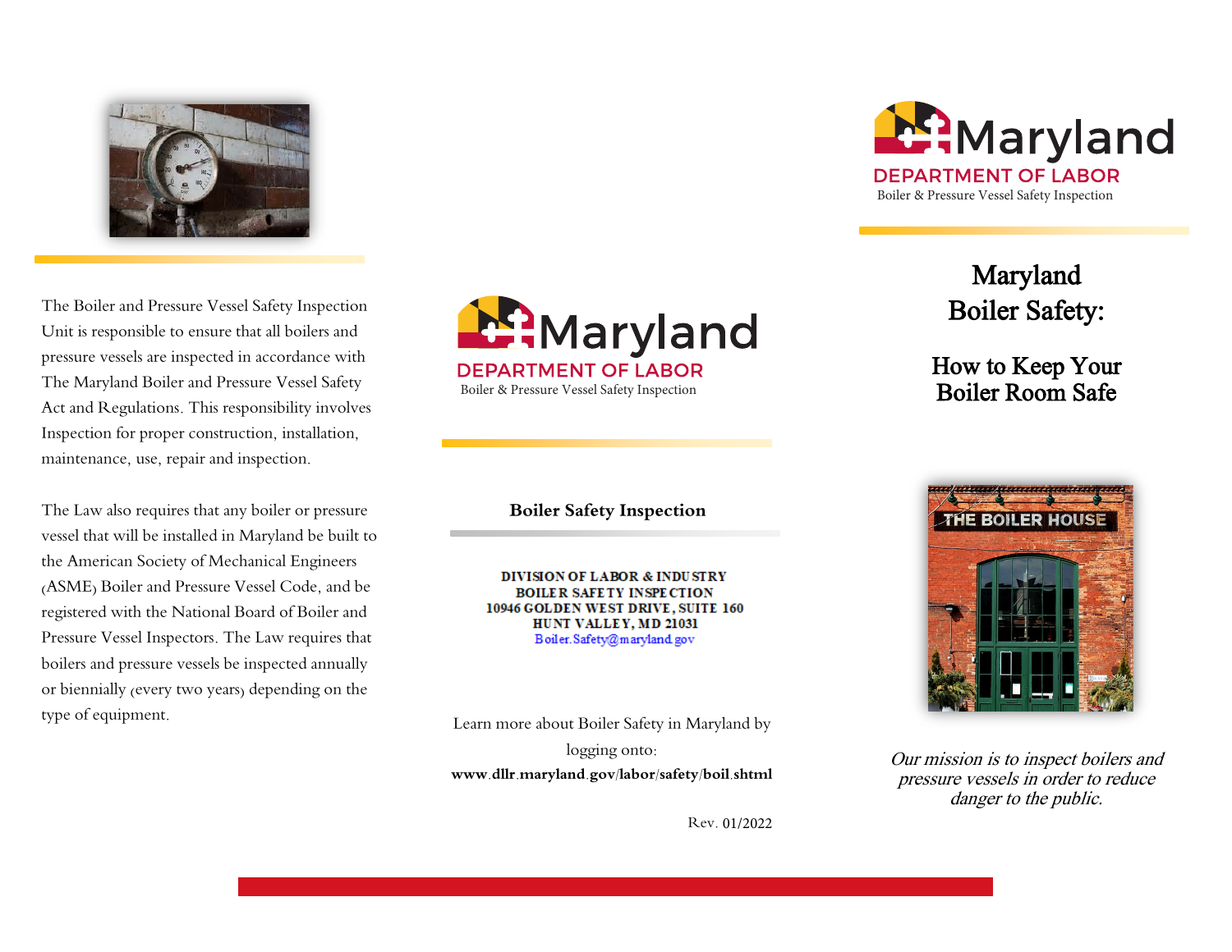The Boiler and Pressure Vessel Safety Inspection Unit is responsible to ensure that all boilers and pressure vessels are inspected in accordance with The Maryland Boiler and Pressure Vessel Safety Act and Regulations. This responsibility involves Inspection for proper construction, installation, maintenance, use, repair and inspection.

The Law also requires that any boiler or pressure vessel that will be installed in Maryland be built to the American Society of Mechanical Engineers (ASME) Boiler and Pressure Vessel Code, and be registered with the National Board of Boiler and Pressure Vessel Inspectors. The Law requires that boilers and pressure vessels be inspected annually or biennially (every two years) depending on the type of equipment.

Maryland
DEPARTMENT OF LABOR
Boiler & Pressure Vessel Safety Inspection

**Boiler Safety Inspection**

**DIVISION OF LABOR & INDUSTRY**
**BOILER SAFETY INSPECTION**
**10946 GOLDEN WEST DRIVE, SUITE 160**
**HUNT VALLEY, MD 21031**
Boiler.Safety@maryland.gov

Learn more about Boiler Safety in Maryland by logging onto:
**www.dllr.maryland.gov/labor/safety/boil.shtml**

Rev. 01/2022

Maryland
DEPARTMENT OF LABOR
Boiler & Pressure Vessel Safety Inspection

# Maryland Boiler Safety:

## How to Keep Your Boiler Room Safe

*Our mission is to inspect boilers and pressure vessels in order to reduce danger to the public.*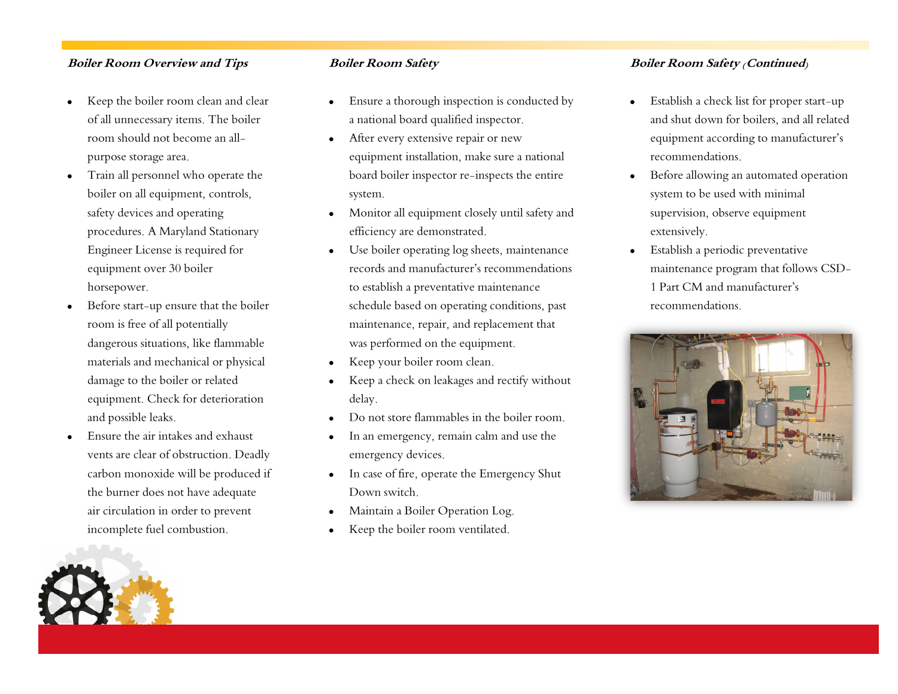### *Boiler Room Overview and Tips*

- Keep the boiler room clean and clear of all unnecessary items. The boiler room should not become an all-purpose storage area.
- Train all personnel who operate the boiler on all equipment, controls, safety devices and operating procedures. A Maryland Stationary Engineer License is required for equipment over 30 boiler horsepower.
- Before start-up ensure that the boiler room is free of all potentially dangerous situations, like flammable materials and mechanical or physical damage to the boiler or related equipment. Check for deterioration and possible leaks.
- Ensure the air intakes and exhaust vents are clear of obstruction. Deadly carbon monoxide will be produced if the burner does not have adequate air circulation in order to prevent incomplete fuel combustion.

### *Boiler Room Safety*

- Ensure a thorough inspection is conducted by a national board qualified inspector.
- After every extensive repair or new equipment installation, make sure a national board boiler inspector re-inspects the entire system.
- Monitor all equipment closely until safety and efficiency are demonstrated.
- Use boiler operating log sheets, maintenance records and manufacturer's recommendations to establish a preventative maintenance schedule based on operating conditions, past maintenance, repair, and replacement that was performed on the equipment.
- Keep your boiler room clean.
- Keep a check on leakages and rectify without delay.
- Do not store flammables in the boiler room.
- In an emergency, remain calm and use the emergency devices.
- In case of fire, operate the Emergency Shut Down switch.
- Maintain a Boiler Operation Log.
- Keep the boiler room ventilated.

### *Boiler Room Safety (Continued)*

- Establish a check list for proper start-up and shut down for boilers, and all related equipment according to manufacturer's recommendations.
- Before allowing an automated operation system to be used with minimal supervision, observe equipment extensively.
- Establish a periodic preventative maintenance program that follows CSD-1 Part CM and manufacturer's recommendations.